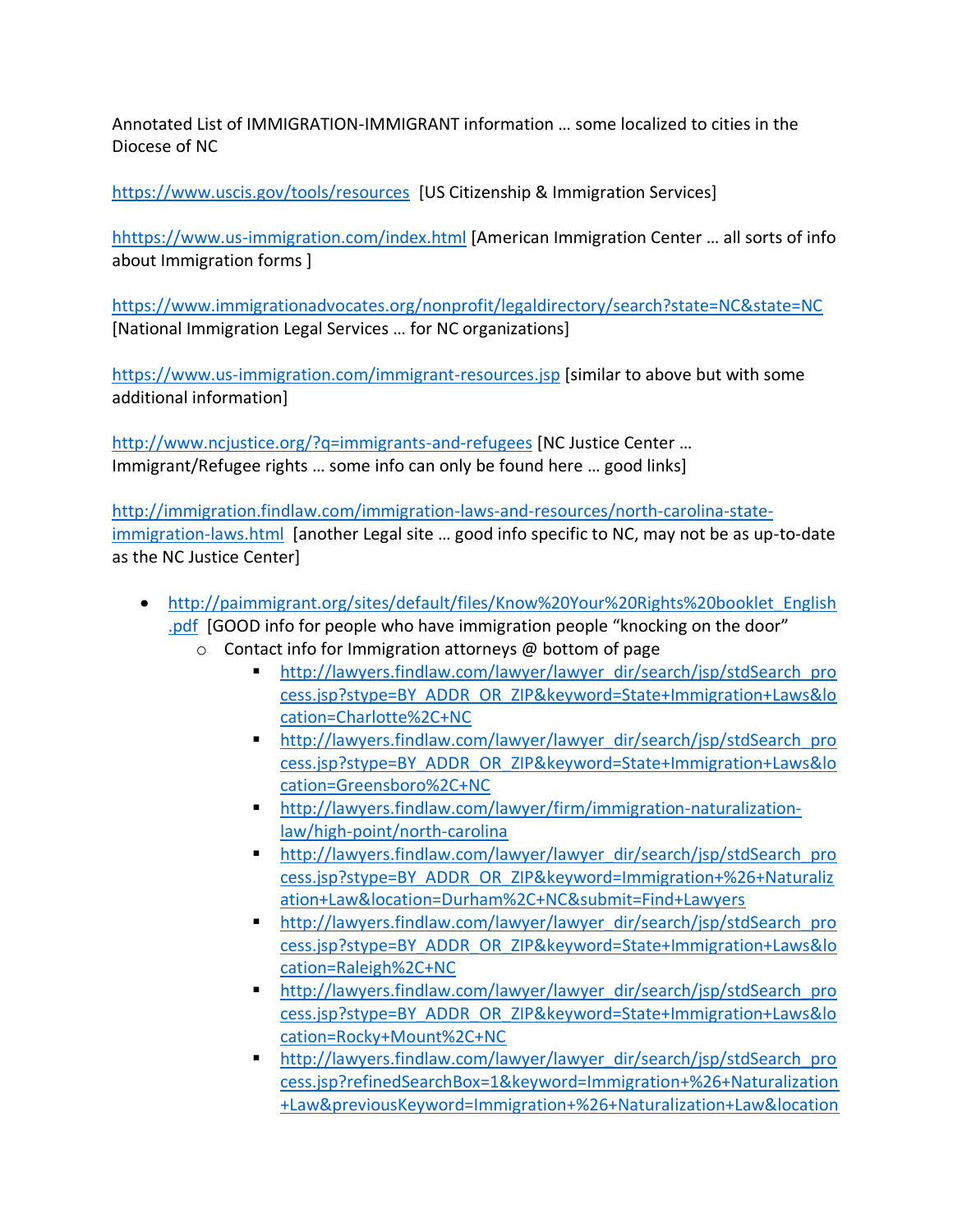Annotated List of IMMIGRATION-IMMIGRANT information … some localized to cities in the Diocese of NC

https://www.uscis.gov/tools/resources [US Citizenship & Immigration Services]

hhttps://www.us-immigration.com/index.html [American Immigration Center … all sorts of info about Immigration forms ]

https://www.immigrationadvocates.org/nonprofit/legaldirectory/search?state=NC&state=NC [National Immigration Legal Services … for NC organizations]

https://www.us-immigration.com/immigrant-resources.jsp [similar to above but with some additional information]

http://www.ncjustice.org/?q=immigrants-and-refugees [NC Justice Center … Immigrant/Refugee rights … some info can only be found here … good links]

http://immigration.findlaw.com/immigration-laws-and-resources/north-carolina-state-immigration-laws.html [another Legal site … good info specific to NC, may not be as up-to-date as the NC Justice Center]

- http://paimmigrant.org/sites/default/files/Know%20Your%20Rights%20booklet_English.pdf [GOOD info for people who have immigration people "knocking on the door"
    - Contact info for Immigration attorneys @ bottom of page
        - http://lawyers.findlaw.com/lawyer/lawyer_dir/search/jsp/stdSearch_process.jsp?stype=BY_ADDR_OR_ZIP&keyword=State+Immigration+Laws&location=Charlotte%2C+NC
        - http://lawyers.findlaw.com/lawyer/lawyer_dir/search/jsp/stdSearch_process.jsp?stype=BY_ADDR_OR_ZIP&keyword=State+Immigration+Laws&location=Greensboro%2C+NC
        - http://lawyers.findlaw.com/lawyer/firm/immigration-naturalization-law/high-point/north-carolina
        - http://lawyers.findlaw.com/lawyer/lawyer_dir/search/jsp/stdSearch_process.jsp?stype=BY_ADDR_OR_ZIP&keyword=Immigration+%26+Naturalization+Law&location=Durham%2C+NC&submit=Find+Lawyers
        - http://lawyers.findlaw.com/lawyer/lawyer_dir/search/jsp/stdSearch_process.jsp?stype=BY_ADDR_OR_ZIP&keyword=State+Immigration+Laws&location=Raleigh%2C+NC
        - http://lawyers.findlaw.com/lawyer/lawyer_dir/search/jsp/stdSearch_process.jsp?stype=BY_ADDR_OR_ZIP&keyword=State+Immigration+Laws&location=Rocky+Mount%2C+NC
        - http://lawyers.findlaw.com/lawyer/lawyer_dir/search/jsp/stdSearch_process.jsp?refinedSearchBox=1&keyword=Immigration+%26+Naturalization+Law&previousKeyword=Immigration+%26+Naturalization+Law&location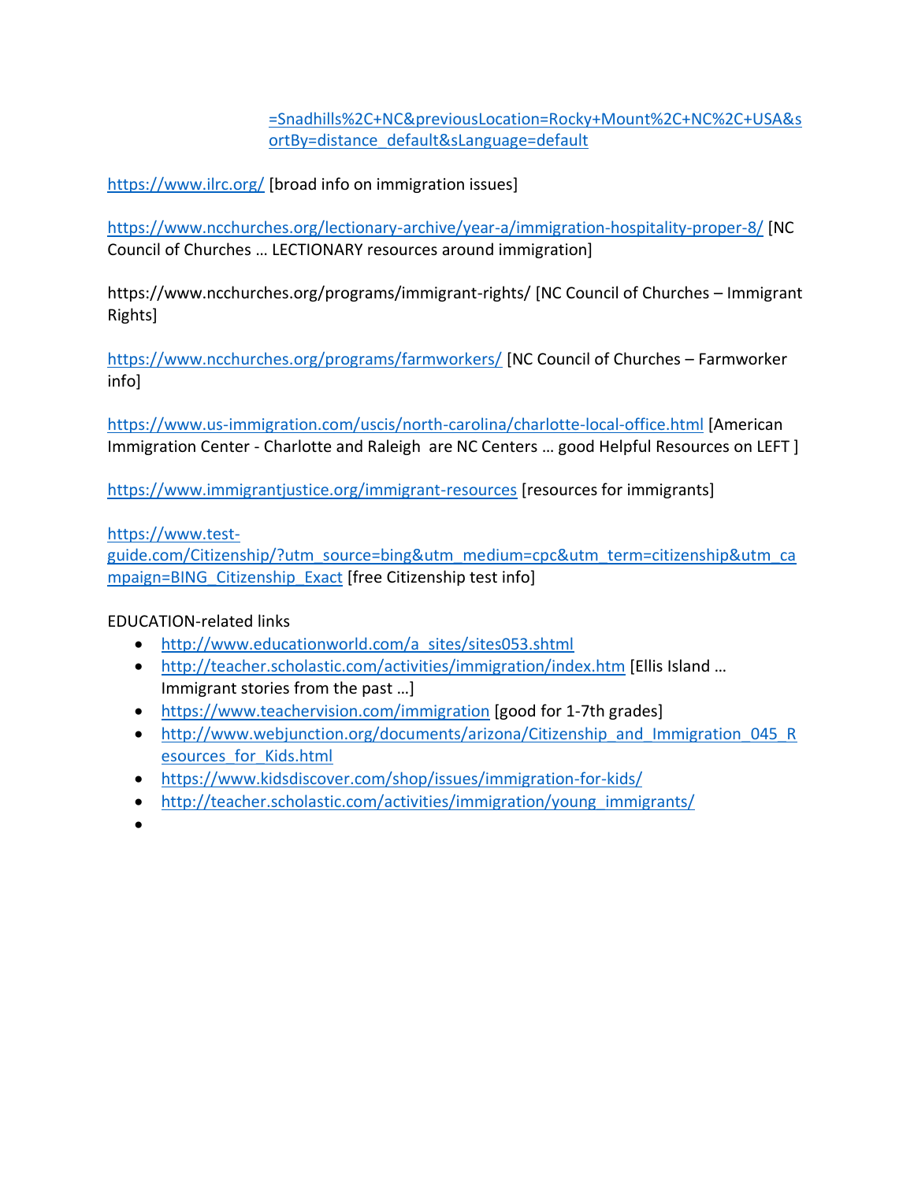=Snadhills%2C+NC&previousLocation=Rocky+Mount%2C+NC%2C+USA&sortBy=distance_default&sLanguage=default

https://www.ilrc.org/ [broad info on immigration issues]

https://www.ncchurches.org/lectionary-archive/year-a/immigration-hospitality-proper-8/ [NC Council of Churches … LECTIONARY resources around immigration]

https://www.ncchurches.org/programs/immigrant-rights/ [NC Council of Churches – Immigrant Rights]

https://www.ncchurches.org/programs/farmworkers/ [NC Council of Churches – Farmworker info]

https://www.us-immigration.com/uscis/north-carolina/charlotte-local-office.html [American Immigration Center - Charlotte and Raleigh are NC Centers … good Helpful Resources on LEFT ]

https://www.immigrantjustice.org/immigrant-resources [resources for immigrants]

https://www.test-guide.com/Citizenship/?utm_source=bing&utm_medium=cpc&utm_term=citizenship&utm_campaign=BING_Citizenship_Exact [free Citizenship test info]

EDUCATION-related links

- http://www.educationworld.com/a_sites/sites053.shtml
- http://teacher.scholastic.com/activities/immigration/index.htm [Ellis Island … Immigrant stories from the past …]
- https://www.teachervision.com/immigration [good for 1-7th grades]
- http://www.webjunction.org/documents/arizona/Citizenship_and_Immigration_045_Resources_for_Kids.html
- https://www.kidsdiscover.com/shop/issues/immigration-for-kids/
- http://teacher.scholastic.com/activities/immigration/young_immigrants/